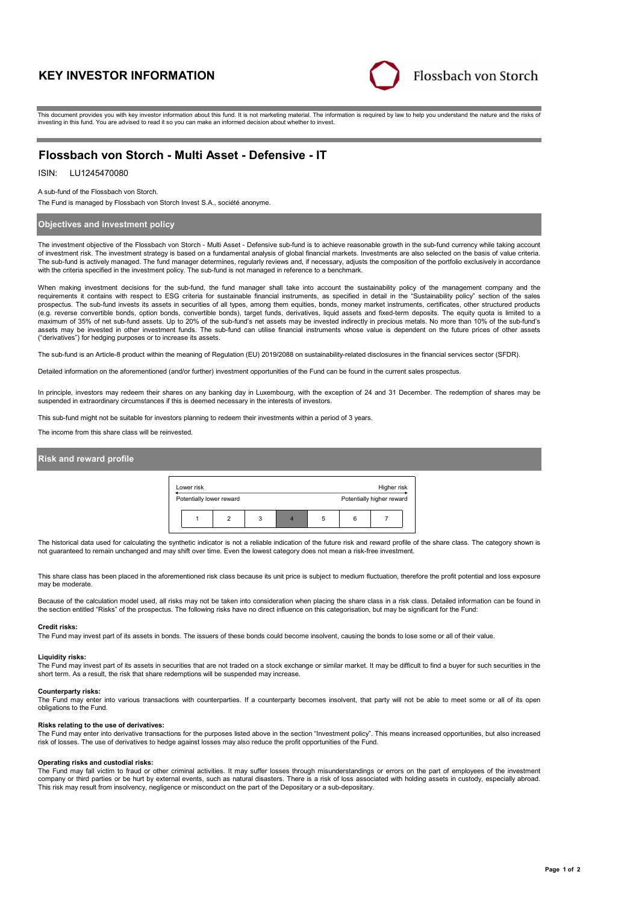# KEY INVESTOR INFORMATION

Flossbach von Storch

This document provides you with key investor information about this fund. It is not marketing material. The information is required by law to help you understand the nature and the risks of investing in this fund. You are advised to read it so you can make an informed decision about whether to invest.

## Flossbach von Storch - Multi Asset - Defensive - IT

ISIN: LU1245470080

A sub-fund of the Flossbach von Storch.

The Fund is managed by Flossbach von Storch Invest S.A., société anonyme.

### Objectives and investment policy

The investment objective of the Flossbach von Storch - Multi Asset - Defensive sub-fund is to achieve reasonable growth in the sub-fund currency while taking account of investment risk. The investment strategy is based on a fundamental analysis of global financial markets. Investments are also selected on the basis of value criteria. The sub-fund is actively managed. The fund manager determines, regularly reviews and, if necessary, adjusts the composition of the portfolio exclusively in accordance with the criteria specified in the investment policy. The sub-fund is not managed in reference to a benchmark.

When making investment decisions for the sub-fund, the fund manager shall take into account the sustainability policy of the management company and the requirements it contains with respect to ESG criteria for sustainable financial instruments, as specified in detail in the "Sustainability policy" section of the sales prospectus. The sub-fund invests its assets in securities of all types, among them equities, bonds, money market instruments, certificates, other structured products (e.g. reverse convertible bonds, option bonds, convertible bonds), target funds, derivatives, liquid assets and fixed-term deposits. The equity quota is limited to a maximum of 35% of net sub-fund assets. Up to 20% of the sub-fund's net assets may be invested indirectly in precious metals. No more than 10% of the sub-fund's assets may be invested in other investment funds. The sub-fund can utilise financial instruments whose value is dependent on the future prices of other assets ("derivatives") for hedging purposes or to increase its assets.

The sub-fund is an Article-8 product within the meaning of Regulation (EU) 2019/2088 on sustainability-related disclosures in the financial services sector (SFDR).

Detailed information on the aforementioned (and/or further) investment opportunities of the Fund can be found in the current sales prospectus.

In principle, investors may redeem their shares on any banking day in Luxembourg, with the exception of 24 and 31 December. The redemption of shares may be suspended in extraordinary circumstances if this is deemed necessary in the interests of investors.

This sub-fund might not be suitable for investors planning to redeem their investments within a period of 3 years.

The income from this share class will be reinvested.

### Risk and reward profile

Lower risk — Higher risk

Potentially lower reward — Potentially higher reward

| 1 | 2 | 3 | **4** | 5 | 6 | 7 |
|---|---|---|---|---|---|---|

The historical data used for calculating the synthetic indicator is not a reliable indication of the future risk and reward profile of the share class. The category shown is not guaranteed to remain unchanged and may shift over time. Even the lowest category does not mean a risk-free investment.

This share class has been placed in the aforementioned risk class because its unit price is subject to medium fluctuation, therefore the profit potential and loss exposure may be moderate.

Because of the calculation model used, all risks may not be taken into consideration when placing the share class in a risk class. Detailed information can be found in the section entitled "Risks" of the prospectus. The following risks have no direct influence on this categorisation, but may be significant for the Fund:

**Credit risks:**
The Fund may invest part of its assets in bonds. The issuers of these bonds could become insolvent, causing the bonds to lose some or all of their value.

**Liquidity risks:**
The Fund may invest part of its assets in securities that are not traded on a stock exchange or similar market. It may be difficult to find a buyer for such securities in the short term. As a result, the risk that share redemptions will be suspended may increase.

**Counterparty risks:**
The Fund may enter into various transactions with counterparties. If a counterparty becomes insolvent, that party will not be able to meet some or all of its open obligations to the Fund.

**Risks relating to the use of derivatives:**
The Fund may enter into derivative transactions for the purposes listed above in the section "Investment policy". This means increased opportunities, but also increased risk of losses. The use of derivatives to hedge against losses may also reduce the profit opportunities of the Fund.

**Operating risks and custodial risks:**
The Fund may fall victim to fraud or other criminal activities. It may suffer losses through misunderstandings or errors on the part of employees of the investment company or third parties or be hurt by external events, such as natural disasters. There is a risk of loss associated with holding assets in custody, especially abroad. This risk may result from insolvency, negligence or misconduct on the part of the Depositary or a sub-depositary.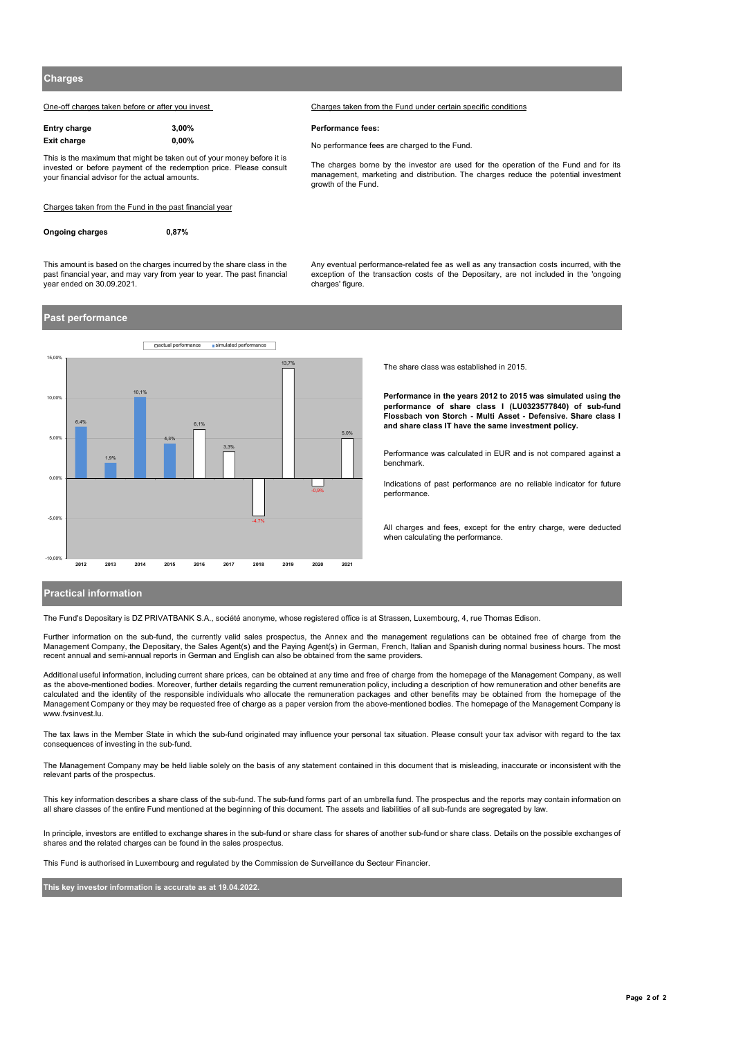## Charges

One-off charges taken before or after you invest

| | |
|---|---|
| **Entry charge** | **3,00%** |
| **Exit charge** | **0,00%** |

This is the maximum that might be taken out of your money before it is invested or before payment of the redemption price. Please consult your financial advisor for the actual amounts.

Charges taken from the Fund in the past financial year

| | |
|---|---|
| **Ongoing charges** | **0,87%** |

This amount is based on the charges incurred by the share class in the past financial year, and may vary from year to year. The past financial year ended on 30.09.2021.

Charges taken from the Fund under certain specific conditions

**Performance fees:**

No performance fees are charged to the Fund.

The charges borne by the investor are used for the operation of the Fund and for its management, marketing and distribution. The charges reduce the potential investment growth of the Fund.

Any eventual performance-related fee as well as any transaction costs incurred, with the exception of the transaction costs of the Depositary, are not included in the 'ongoing charges' figure.

## Past performance

actual performance
simulated performance

15,00%
10,00%
5,00%
0,00%
-5,00%
-10,00%

6,4%
1,9%
10,1%
4,3%
6,1%
3,3%
-4,7%
13,7%
-0,9%
5,0%

2012 2013 2014 2015 2016 2017 2018 2019 2020 2021

The share class was established in 2015.

**Performance in the years 2012 to 2015 was simulated using the performance of share class I (LU0323577840) of sub-fund Flossbach von Storch - Multi Asset - Defensive. Share class I and share class IT have the same investment policy.**

Performance was calculated in EUR and is not compared against a benchmark.

Indications of past performance are no reliable indicator for future performance.

All charges and fees, except for the entry charge, were deducted when calculating the performance.

## Practical information

The Fund's Depositary is DZ PRIVATBANK S.A., société anonyme, whose registered office is at Strassen, Luxembourg, 4, rue Thomas Edison.

Further information on the sub-fund, the currently valid sales prospectus, the Annex and the management regulations can be obtained free of charge from the Management Company, the Depositary, the Sales Agent(s) and the Paying Agent(s) in German, French, Italian and Spanish during normal business hours. The most recent annual and semi-annual reports in German and English can also be obtained from the same providers.

Additional useful information, including current share prices, can be obtained at any time and free of charge from the homepage of the Management Company, as well as the above-mentioned bodies. Moreover, further details regarding the current remuneration policy, including a description of how remuneration and other benefits are calculated and the identity of the responsible individuals who allocate the remuneration packages and other benefits may be obtained from the homepage of the Management Company or they may be requested free of charge as a paper version from the above-mentioned bodies. The homepage of the Management Company is www.fvsinvest.lu.

The tax laws in the Member State in which the sub-fund originated may influence your personal tax situation. Please consult your tax advisor with regard to the tax consequences of investing in the sub-fund.

The Management Company may be held liable solely on the basis of any statement contained in this document that is misleading, inaccurate or inconsistent with the relevant parts of the prospectus.

This key information describes a share class of the sub-fund. The sub-fund forms part of an umbrella fund. The prospectus and the reports may contain information on all share classes of the entire Fund mentioned at the beginning of this document. The assets and liabilities of all sub-funds are segregated by law.

In principle, investors are entitled to exchange shares in the sub-fund or share class for shares of another sub-fund or share class. Details on the possible exchanges of shares and the related charges can be found in the sales prospectus.

This Fund is authorised in Luxembourg and regulated by the Commission de Surveillance du Secteur Financier.

**This key investor information is accurate as at 19.04.2022.**